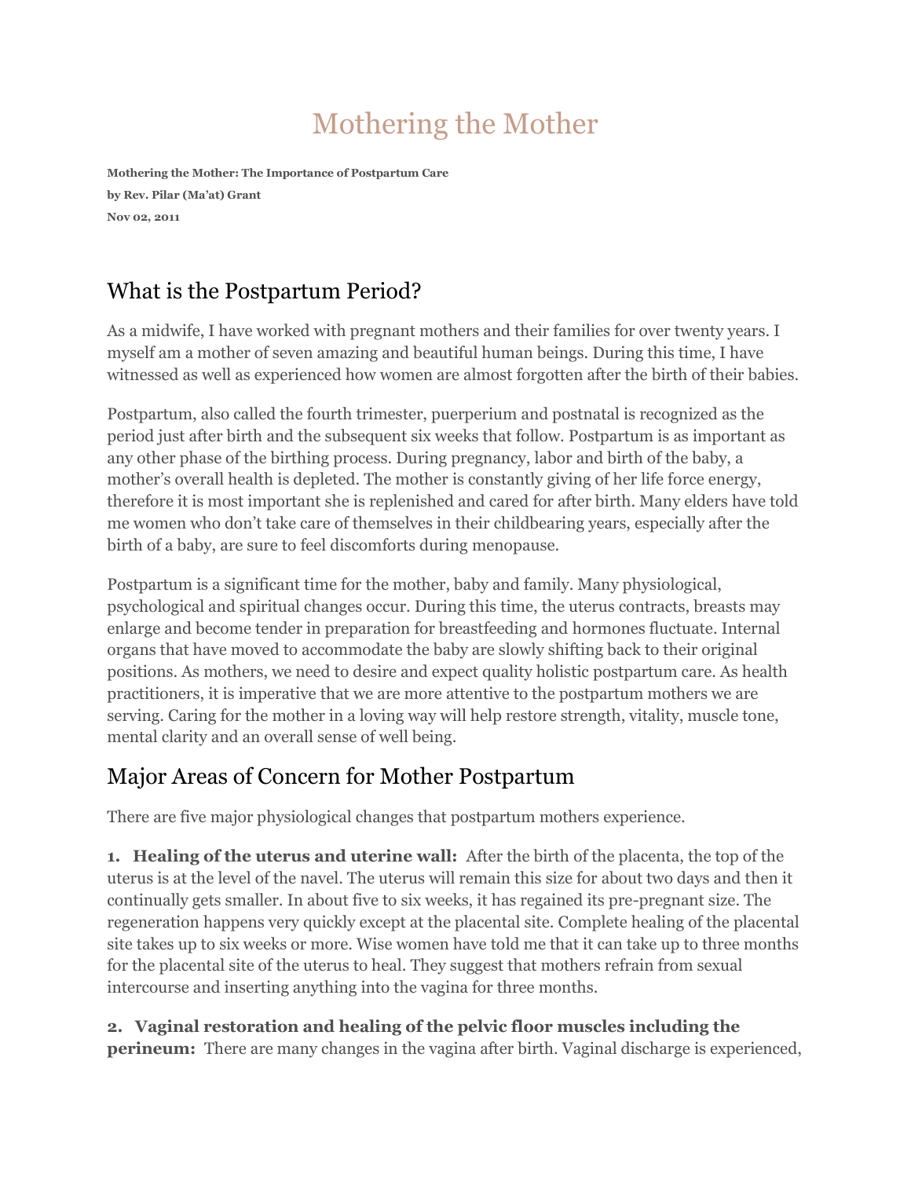# Mothering the Mother

**Mothering the Mother: The Importance of Postpartum Care**

**by Rev. Pilar (Ma'at) Grant**

**Nov 02, 2011**

## What is the Postpartum Period?

As a midwife, I have worked with pregnant mothers and their families for over twenty years. I myself am a mother of seven amazing and beautiful human beings. During this time, I have witnessed as well as experienced how women are almost forgotten after the birth of their babies.

Postpartum, also called the fourth trimester, puerperium and postnatal is recognized as the period just after birth and the subsequent six weeks that follow. Postpartum is as important as any other phase of the birthing process. During pregnancy, labor and birth of the baby, a mother's overall health is depleted. The mother is constantly giving of her life force energy, therefore it is most important she is replenished and cared for after birth. Many elders have told me women who don't take care of themselves in their childbearing years, especially after the birth of a baby, are sure to feel discomforts during menopause.

Postpartum is a significant time for the mother, baby and family. Many physiological, psychological and spiritual changes occur. During this time, the uterus contracts, breasts may enlarge and become tender in preparation for breastfeeding and hormones fluctuate. Internal organs that have moved to accommodate the baby are slowly shifting back to their original positions. As mothers, we need to desire and expect quality holistic postpartum care. As health practitioners, it is imperative that we are more attentive to the postpartum mothers we are serving. Caring for the mother in a loving way will help restore strength, vitality, muscle tone, mental clarity and an overall sense of well being.

## Major Areas of Concern for Mother Postpartum

There are five major physiological changes that postpartum mothers experience.

**1. Healing of the uterus and uterine wall:** After the birth of the placenta, the top of the uterus is at the level of the navel. The uterus will remain this size for about two days and then it continually gets smaller. In about five to six weeks, it has regained its pre-pregnant size. The regeneration happens very quickly except at the placental site. Complete healing of the placental site takes up to six weeks or more. Wise women have told me that it can take up to three months for the placental site of the uterus to heal. They suggest that mothers refrain from sexual intercourse and inserting anything into the vagina for three months.

**2. Vaginal restoration and healing of the pelvic floor muscles including the perineum:** There are many changes in the vagina after birth. Vaginal discharge is experienced,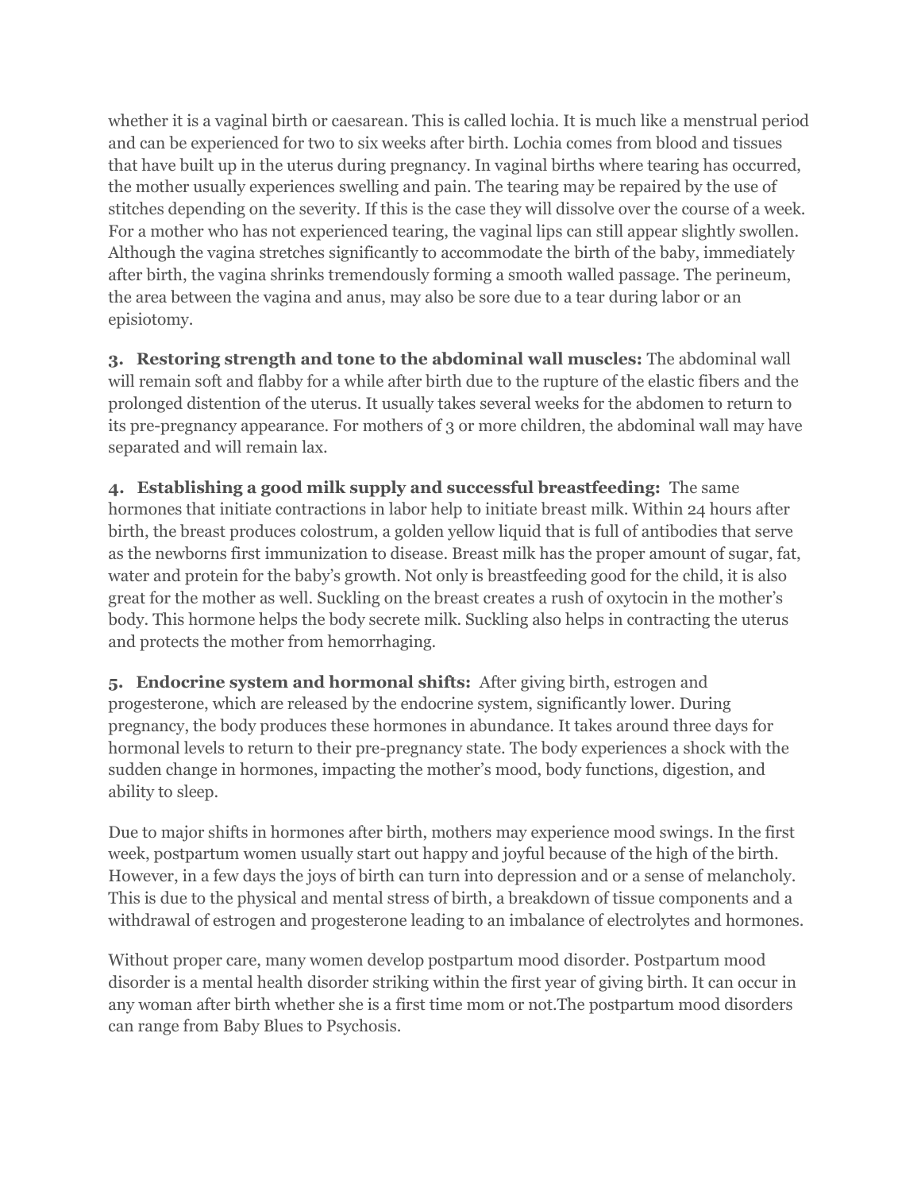whether it is a vaginal birth or caesarean. This is called lochia. It is much like a menstrual period and can be experienced for two to six weeks after birth. Lochia comes from blood and tissues that have built up in the uterus during pregnancy. In vaginal births where tearing has occurred, the mother usually experiences swelling and pain. The tearing may be repaired by the use of stitches depending on the severity. If this is the case they will dissolve over the course of a week. For a mother who has not experienced tearing, the vaginal lips can still appear slightly swollen. Although the vagina stretches significantly to accommodate the birth of the baby, immediately after birth, the vagina shrinks tremendously forming a smooth walled passage. The perineum, the area between the vagina and anus, may also be sore due to a tear during labor or an episiotomy.

**3. Restoring strength and tone to the abdominal wall muscles:** The abdominal wall will remain soft and flabby for a while after birth due to the rupture of the elastic fibers and the prolonged distention of the uterus. It usually takes several weeks for the abdomen to return to its pre-pregnancy appearance. For mothers of 3 or more children, the abdominal wall may have separated and will remain lax.

**4. Establishing a good milk supply and successful breastfeeding:** The same hormones that initiate contractions in labor help to initiate breast milk. Within 24 hours after birth, the breast produces colostrum, a golden yellow liquid that is full of antibodies that serve as the newborns first immunization to disease. Breast milk has the proper amount of sugar, fat, water and protein for the baby's growth. Not only is breastfeeding good for the child, it is also great for the mother as well. Suckling on the breast creates a rush of oxytocin in the mother's body. This hormone helps the body secrete milk. Suckling also helps in contracting the uterus and protects the mother from hemorrhaging.

**5. Endocrine system and hormonal shifts:** After giving birth, estrogen and progesterone, which are released by the endocrine system, significantly lower. During pregnancy, the body produces these hormones in abundance. It takes around three days for hormonal levels to return to their pre-pregnancy state. The body experiences a shock with the sudden change in hormones, impacting the mother's mood, body functions, digestion, and ability to sleep.

Due to major shifts in hormones after birth, mothers may experience mood swings. In the first week, postpartum women usually start out happy and joyful because of the high of the birth. However, in a few days the joys of birth can turn into depression and or a sense of melancholy. This is due to the physical and mental stress of birth, a breakdown of tissue components and a withdrawal of estrogen and progesterone leading to an imbalance of electrolytes and hormones.

Without proper care, many women develop postpartum mood disorder. Postpartum mood disorder is a mental health disorder striking within the first year of giving birth. It can occur in any woman after birth whether she is a first time mom or not.The postpartum mood disorders can range from Baby Blues to Psychosis.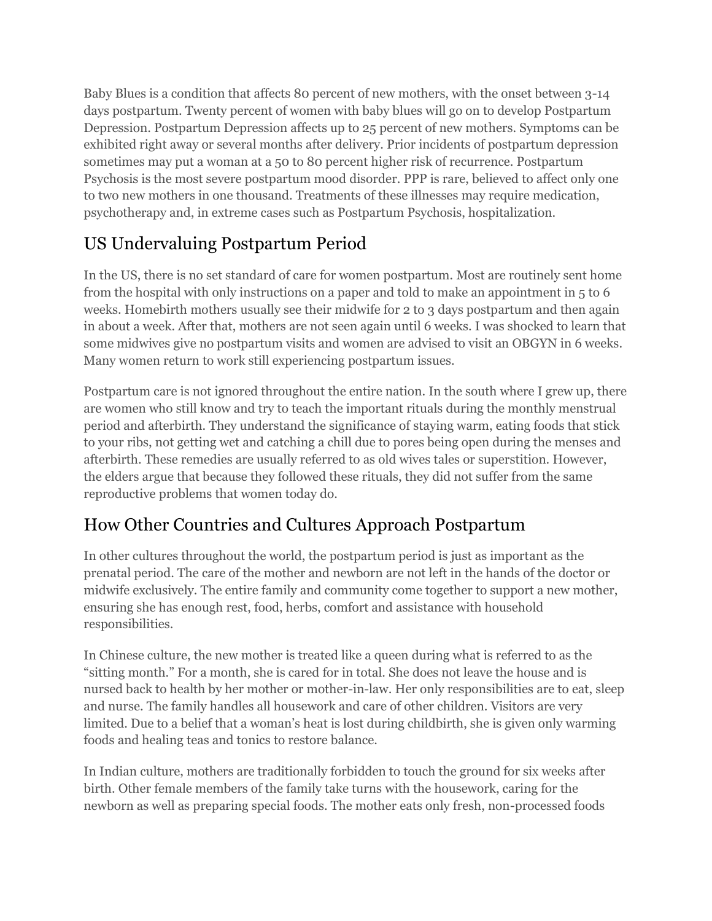Baby Blues is a condition that affects 80 percent of new mothers, with the onset between 3-14 days postpartum. Twenty percent of women with baby blues will go on to develop Postpartum Depression. Postpartum Depression affects up to 25 percent of new mothers. Symptoms can be exhibited right away or several months after delivery. Prior incidents of postpartum depression sometimes may put a woman at a 50 to 80 percent higher risk of recurrence. Postpartum Psychosis is the most severe postpartum mood disorder. PPP is rare, believed to affect only one to two new mothers in one thousand. Treatments of these illnesses may require medication, psychotherapy and, in extreme cases such as Postpartum Psychosis, hospitalization.

## US Undervaluing Postpartum Period

In the US, there is no set standard of care for women postpartum. Most are routinely sent home from the hospital with only instructions on a paper and told to make an appointment in 5 to 6 weeks. Homebirth mothers usually see their midwife for 2 to 3 days postpartum and then again in about a week. After that, mothers are not seen again until 6 weeks. I was shocked to learn that some midwives give no postpartum visits and women are advised to visit an OBGYN in 6 weeks. Many women return to work still experiencing postpartum issues.

Postpartum care is not ignored throughout the entire nation. In the south where I grew up, there are women who still know and try to teach the important rituals during the monthly menstrual period and afterbirth. They understand the significance of staying warm, eating foods that stick to your ribs, not getting wet and catching a chill due to pores being open during the menses and afterbirth. These remedies are usually referred to as old wives tales or superstition. However, the elders argue that because they followed these rituals, they did not suffer from the same reproductive problems that women today do.

## How Other Countries and Cultures Approach Postpartum

In other cultures throughout the world, the postpartum period is just as important as the prenatal period. The care of the mother and newborn are not left in the hands of the doctor or midwife exclusively. The entire family and community come together to support a new mother, ensuring she has enough rest, food, herbs, comfort and assistance with household responsibilities.

In Chinese culture, the new mother is treated like a queen during what is referred to as the "sitting month." For a month, she is cared for in total. She does not leave the house and is nursed back to health by her mother or mother-in-law. Her only responsibilities are to eat, sleep and nurse. The family handles all housework and care of other children. Visitors are very limited. Due to a belief that a woman's heat is lost during childbirth, she is given only warming foods and healing teas and tonics to restore balance.

In Indian culture, mothers are traditionally forbidden to touch the ground for six weeks after birth. Other female members of the family take turns with the housework, caring for the newborn as well as preparing special foods. The mother eats only fresh, non-processed foods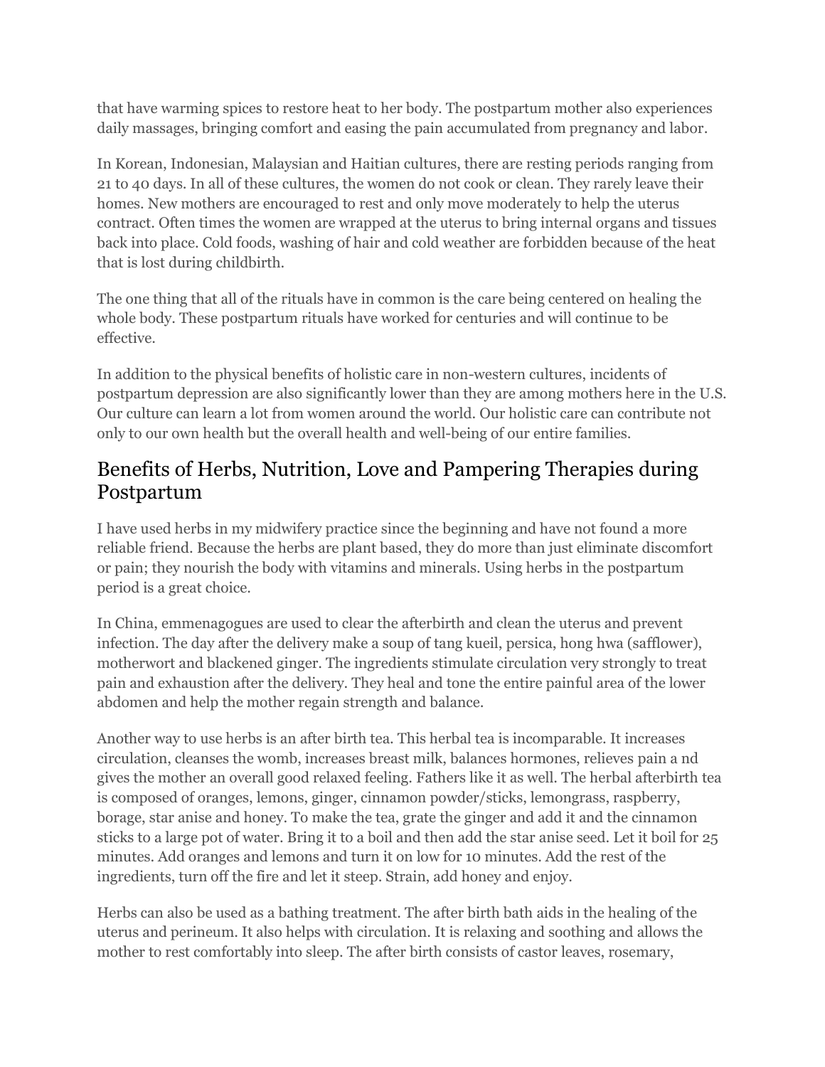that have warming spices to restore heat to her body. The postpartum mother also experiences daily massages, bringing comfort and easing the pain accumulated from pregnancy and labor.

In Korean, Indonesian, Malaysian and Haitian cultures, there are resting periods ranging from 21 to 40 days. In all of these cultures, the women do not cook or clean. They rarely leave their homes. New mothers are encouraged to rest and only move moderately to help the uterus contract. Often times the women are wrapped at the uterus to bring internal organs and tissues back into place. Cold foods, washing of hair and cold weather are forbidden because of the heat that is lost during childbirth.

The one thing that all of the rituals have in common is the care being centered on healing the whole body. These postpartum rituals have worked for centuries and will continue to be effective.

In addition to the physical benefits of holistic care in non-western cultures, incidents of postpartum depression are also significantly lower than they are among mothers here in the U.S. Our culture can learn a lot from women around the world. Our holistic care can contribute not only to our own health but the overall health and well-being of our entire families.

## Benefits of Herbs, Nutrition, Love and Pampering Therapies during Postpartum

I have used herbs in my midwifery practice since the beginning and have not found a more reliable friend. Because the herbs are plant based, they do more than just eliminate discomfort or pain; they nourish the body with vitamins and minerals. Using herbs in the postpartum period is a great choice.

In China, emmenagogues are used to clear the afterbirth and clean the uterus and prevent infection. The day after the delivery make a soup of tang kueil, persica, hong hwa (safflower), motherwort and blackened ginger. The ingredients stimulate circulation very strongly to treat pain and exhaustion after the delivery. They heal and tone the entire painful area of the lower abdomen and help the mother regain strength and balance.

Another way to use herbs is an after birth tea. This herbal tea is incomparable. It increases circulation, cleanses the womb, increases breast milk, balances hormones, relieves pain a nd gives the mother an overall good relaxed feeling. Fathers like it as well. The herbal afterbirth tea is composed of oranges, lemons, ginger, cinnamon powder/sticks, lemongrass, raspberry, borage, star anise and honey. To make the tea, grate the ginger and add it and the cinnamon sticks to a large pot of water. Bring it to a boil and then add the star anise seed. Let it boil for 25 minutes. Add oranges and lemons and turn it on low for 10 minutes. Add the rest of the ingredients, turn off the fire and let it steep. Strain, add honey and enjoy.

Herbs can also be used as a bathing treatment. The after birth bath aids in the healing of the uterus and perineum. It also helps with circulation. It is relaxing and soothing and allows the mother to rest comfortably into sleep. The after birth consists of castor leaves, rosemary,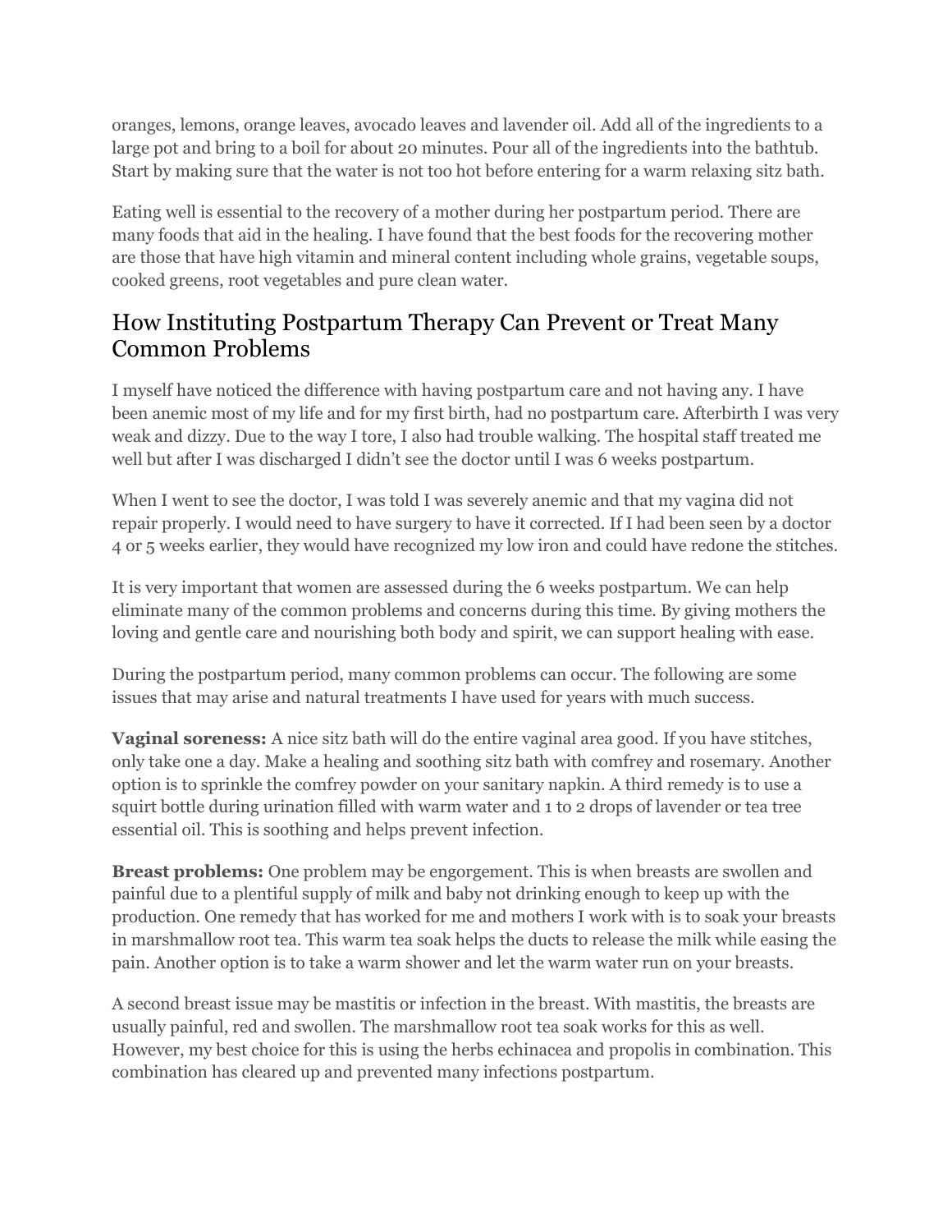oranges, lemons, orange leaves, avocado leaves and lavender oil. Add all of the ingredients to a large pot and bring to a boil for about 20 minutes. Pour all of the ingredients into the bathtub. Start by making sure that the water is not too hot before entering for a warm relaxing sitz bath.

Eating well is essential to the recovery of a mother during her postpartum period. There are many foods that aid in the healing. I have found that the best foods for the recovering mother are those that have high vitamin and mineral content including whole grains, vegetable soups, cooked greens, root vegetables and pure clean water.

## How Instituting Postpartum Therapy Can Prevent or Treat Many Common Problems

I myself have noticed the difference with having postpartum care and not having any. I have been anemic most of my life and for my first birth, had no postpartum care. Afterbirth I was very weak and dizzy. Due to the way I tore, I also had trouble walking. The hospital staff treated me well but after I was discharged I didn't see the doctor until I was 6 weeks postpartum.

When I went to see the doctor, I was told I was severely anemic and that my vagina did not repair properly. I would need to have surgery to have it corrected. If I had been seen by a doctor 4 or 5 weeks earlier, they would have recognized my low iron and could have redone the stitches.

It is very important that women are assessed during the 6 weeks postpartum. We can help eliminate many of the common problems and concerns during this time. By giving mothers the loving and gentle care and nourishing both body and spirit, we can support healing with ease.

During the postpartum period, many common problems can occur. The following are some issues that may arise and natural treatments I have used for years with much success.

**Vaginal soreness:** A nice sitz bath will do the entire vaginal area good. If you have stitches, only take one a day. Make a healing and soothing sitz bath with comfrey and rosemary. Another option is to sprinkle the comfrey powder on your sanitary napkin. A third remedy is to use a squirt bottle during urination filled with warm water and 1 to 2 drops of lavender or tea tree essential oil. This is soothing and helps prevent infection.

**Breast problems:** One problem may be engorgement. This is when breasts are swollen and painful due to a plentiful supply of milk and baby not drinking enough to keep up with the production. One remedy that has worked for me and mothers I work with is to soak your breasts in marshmallow root tea. This warm tea soak helps the ducts to release the milk while easing the pain. Another option is to take a warm shower and let the warm water run on your breasts.

A second breast issue may be mastitis or infection in the breast. With mastitis, the breasts are usually painful, red and swollen. The marshmallow root tea soak works for this as well. However, my best choice for this is using the herbs echinacea and propolis in combination. This combination has cleared up and prevented many infections postpartum.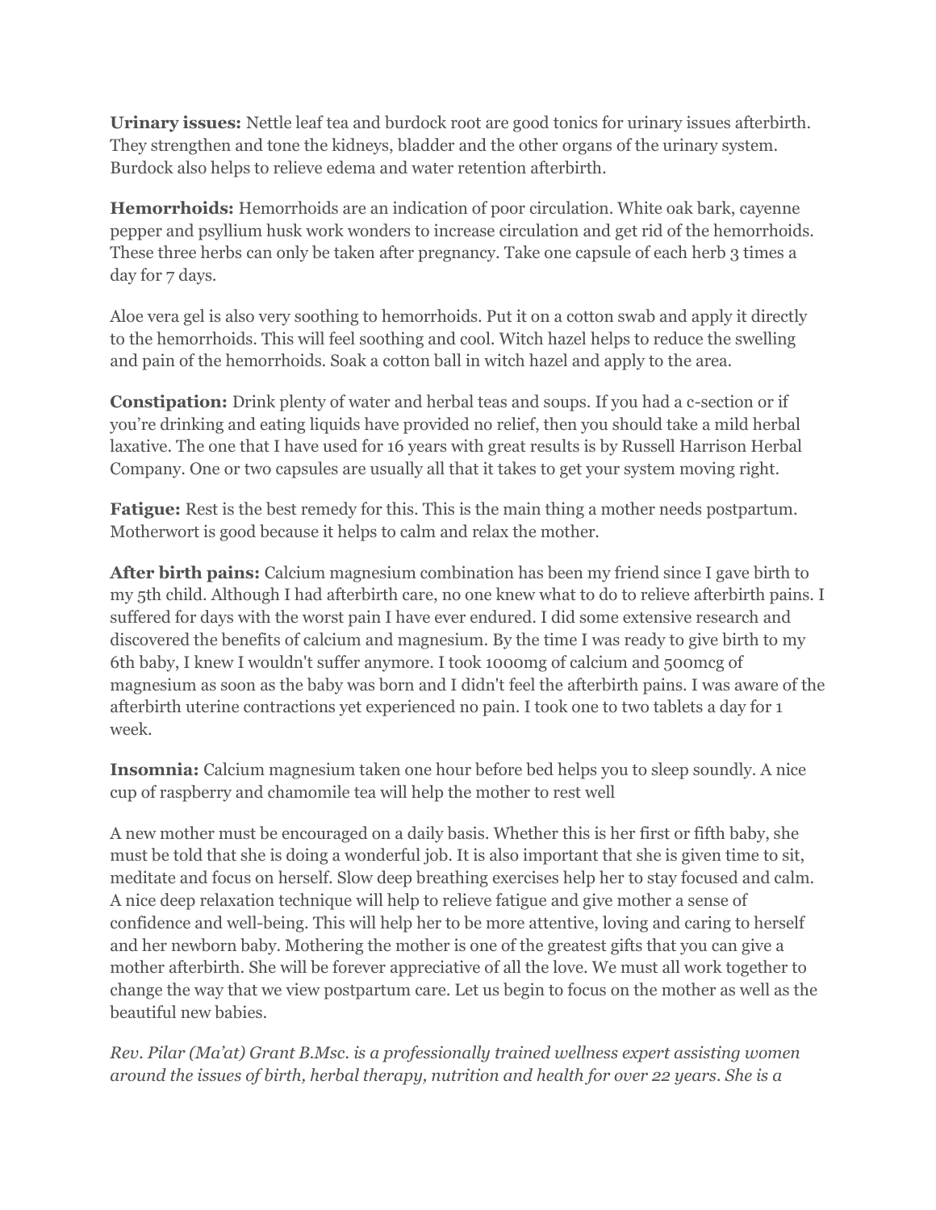**Urinary issues:** Nettle leaf tea and burdock root are good tonics for urinary issues afterbirth. They strengthen and tone the kidneys, bladder and the other organs of the urinary system. Burdock also helps to relieve edema and water retention afterbirth.

**Hemorrhoids:** Hemorrhoids are an indication of poor circulation. White oak bark, cayenne pepper and psyllium husk work wonders to increase circulation and get rid of the hemorrhoids. These three herbs can only be taken after pregnancy. Take one capsule of each herb 3 times a day for 7 days.

Aloe vera gel is also very soothing to hemorrhoids. Put it on a cotton swab and apply it directly to the hemorrhoids. This will feel soothing and cool. Witch hazel helps to reduce the swelling and pain of the hemorrhoids. Soak a cotton ball in witch hazel and apply to the area.

**Constipation:** Drink plenty of water and herbal teas and soups. If you had a c-section or if you're drinking and eating liquids have provided no relief, then you should take a mild herbal laxative. The one that I have used for 16 years with great results is by Russell Harrison Herbal Company. One or two capsules are usually all that it takes to get your system moving right.

**Fatigue:** Rest is the best remedy for this. This is the main thing a mother needs postpartum. Motherwort is good because it helps to calm and relax the mother.

**After birth pains:** Calcium magnesium combination has been my friend since I gave birth to my 5th child. Although I had afterbirth care, no one knew what to do to relieve afterbirth pains. I suffered for days with the worst pain I have ever endured. I did some extensive research and discovered the benefits of calcium and magnesium. By the time I was ready to give birth to my 6th baby, I knew I wouldn't suffer anymore. I took 1000mg of calcium and 500mcg of magnesium as soon as the baby was born and I didn't feel the afterbirth pains. I was aware of the afterbirth uterine contractions yet experienced no pain. I took one to two tablets a day for 1 week.

**Insomnia:** Calcium magnesium taken one hour before bed helps you to sleep soundly. A nice cup of raspberry and chamomile tea will help the mother to rest well

A new mother must be encouraged on a daily basis. Whether this is her first or fifth baby, she must be told that she is doing a wonderful job. It is also important that she is given time to sit, meditate and focus on herself. Slow deep breathing exercises help her to stay focused and calm. A nice deep relaxation technique will help to relieve fatigue and give mother a sense of confidence and well-being. This will help her to be more attentive, loving and caring to herself and her newborn baby. Mothering the mother is one of the greatest gifts that you can give a mother afterbirth. She will be forever appreciative of all the love. We must all work together to change the way that we view postpartum care. Let us begin to focus on the mother as well as the beautiful new babies.

*Rev. Pilar (Ma'at) Grant B.Msc. is a professionally trained wellness expert assisting women around the issues of birth, herbal therapy, nutrition and health for over 22 years. She is a*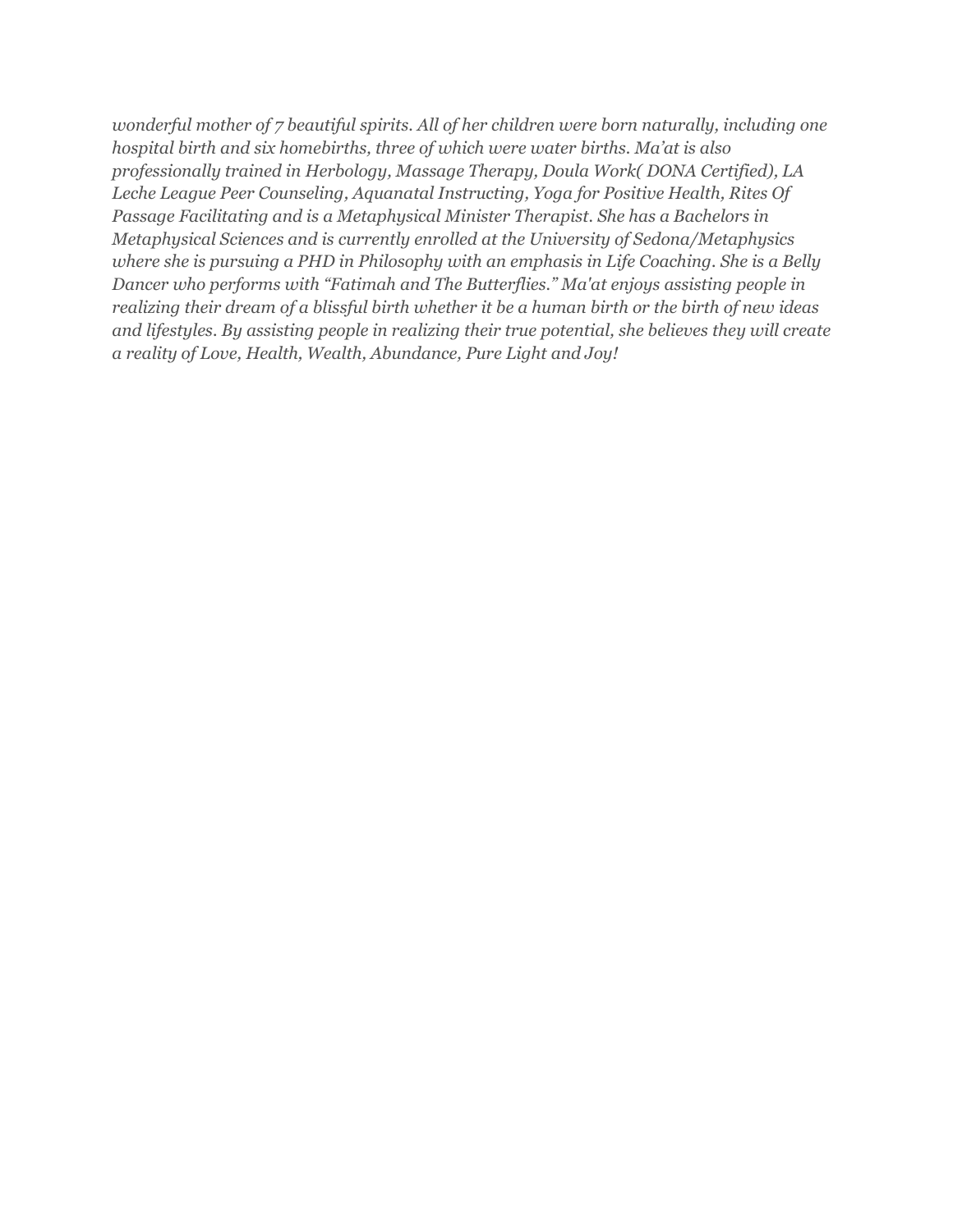*wonderful mother of 7 beautiful spirits. All of her children were born naturally, including one hospital birth and six homebirths, three of which were water births. Ma'at is also professionally trained in Herbology, Massage Therapy, Doula Work( DONA Certified), LA Leche League Peer Counseling, Aquanatal Instructing, Yoga for Positive Health, Rites Of Passage Facilitating and is a Metaphysical Minister Therapist. She has a Bachelors in Metaphysical Sciences and is currently enrolled at the University of Sedona/Metaphysics where she is pursuing a PHD in Philosophy with an emphasis in Life Coaching. She is a Belly Dancer who performs with "Fatimah and The Butterflies." Ma'at enjoys assisting people in realizing their dream of a blissful birth whether it be a human birth or the birth of new ideas and lifestyles. By assisting people in realizing their true potential, she believes they will create a reality of Love, Health, Wealth, Abundance, Pure Light and Joy!*